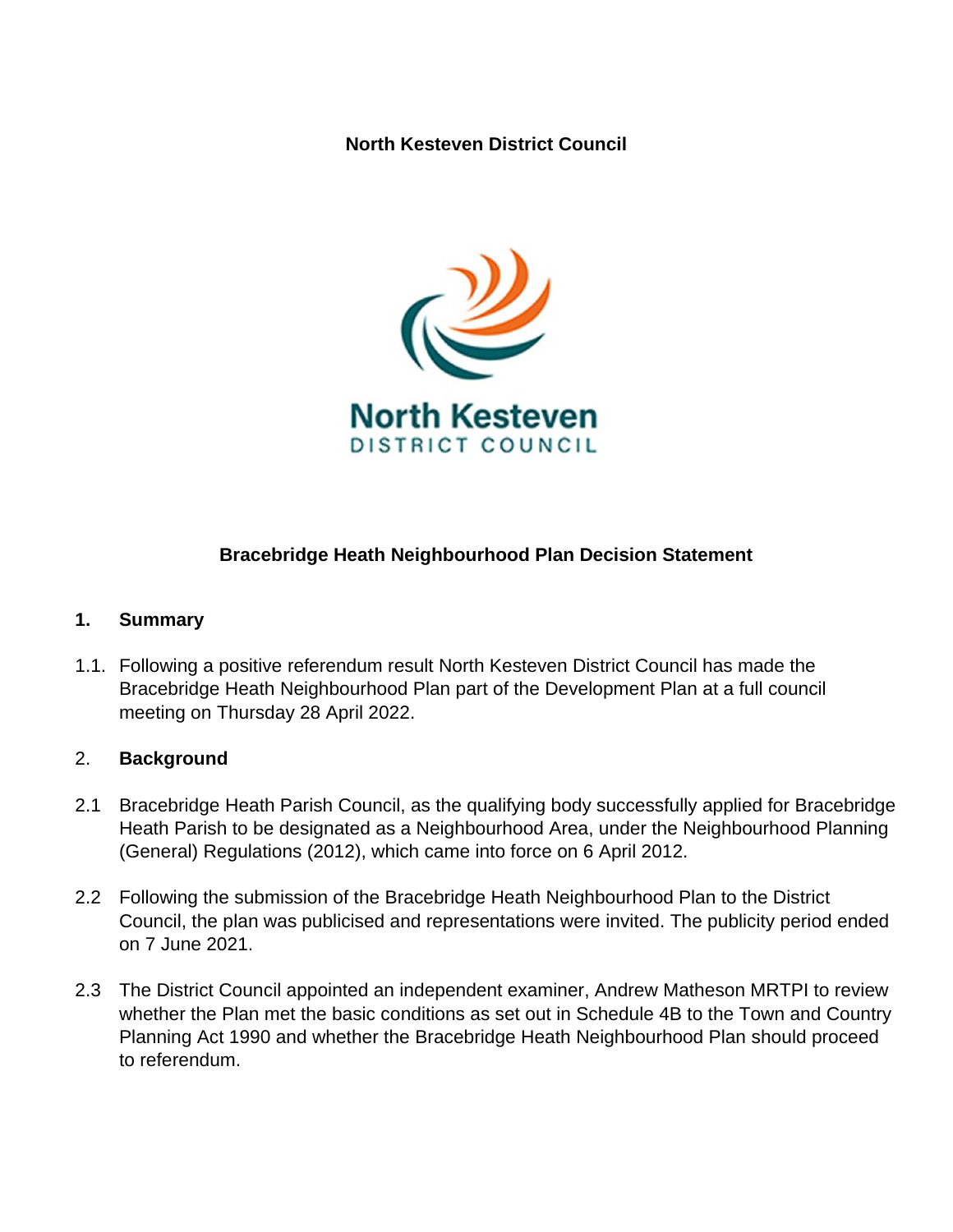**North Kesteven District Council**

**Bracebridge Heath Neighbourhood Plan Decision Statement**

## 1. Summary

1.1. Following a positive referendum result North Kesteven District Council has made the Bracebridge Heath Neighbourhood Plan part of the Development Plan at a full council meeting on Thursday 28 April 2022.

## 2. Background

2.1 Bracebridge Heath Parish Council, as the qualifying body successfully applied for Bracebridge Heath Parish to be designated as a Neighbourhood Area, under the Neighbourhood Planning (General) Regulations (2012), which came into force on 6 April 2012.

2.2 Following the submission of the Bracebridge Heath Neighbourhood Plan to the District Council, the plan was publicised and representations were invited. The publicity period ended on 7 June 2021.

2.3 The District Council appointed an independent examiner, Andrew Matheson MRTPI to review whether the Plan met the basic conditions as set out in Schedule 4B to the Town and Country Planning Act 1990 and whether the Bracebridge Heath Neighbourhood Plan should proceed to referendum.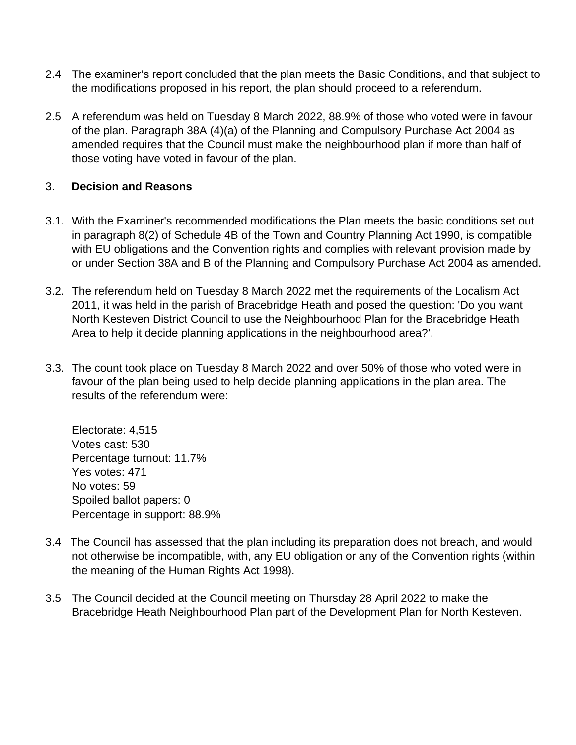2.4 The examiner's report concluded that the plan meets the Basic Conditions, and that subject to the modifications proposed in his report, the plan should proceed to a referendum.

2.5 A referendum was held on Tuesday 8 March 2022, 88.9% of those who voted were in favour of the plan. Paragraph 38A (4)(a) of the Planning and Compulsory Purchase Act 2004 as amended requires that the Council must make the neighbourhood plan if more than half of those voting have voted in favour of the plan.

## 3. Decision and Reasons

3.1. With the Examiner's recommended modifications the Plan meets the basic conditions set out in paragraph 8(2) of Schedule 4B of the Town and Country Planning Act 1990, is compatible with EU obligations and the Convention rights and complies with relevant provision made by or under Section 38A and B of the Planning and Compulsory Purchase Act 2004 as amended.

3.2. The referendum held on Tuesday 8 March 2022 met the requirements of the Localism Act 2011, it was held in the parish of Bracebridge Heath and posed the question: 'Do you want North Kesteven District Council to use the Neighbourhood Plan for the Bracebridge Heath Area to help it decide planning applications in the neighbourhood area?'.

3.3. The count took place on Tuesday 8 March 2022 and over 50% of those who voted were in favour of the plan being used to help decide planning applications in the plan area. The results of the referendum were:

Electorate: 4,515
Votes cast: 530
Percentage turnout: 11.7%
Yes votes: 471
No votes: 59
Spoiled ballot papers: 0
Percentage in support: 88.9%

3.4 The Council has assessed that the plan including its preparation does not breach, and would not otherwise be incompatible, with, any EU obligation or any of the Convention rights (within the meaning of the Human Rights Act 1998).

3.5 The Council decided at the Council meeting on Thursday 28 April 2022 to make the Bracebridge Heath Neighbourhood Plan part of the Development Plan for North Kesteven.